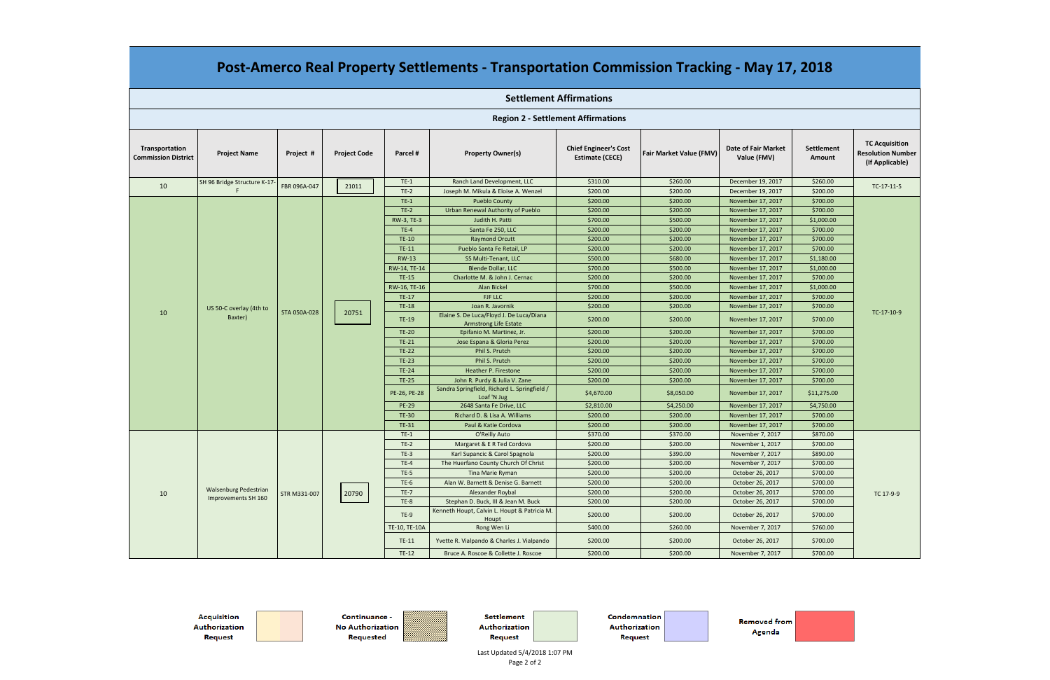# Post-Amerco Real Property Settlements - Transportation Commission Tracking - May 17, 2018

## Settlement Affirmations

### Region 2 - Settlement Affirmations

| Transportation Commission District | Project Name | Project # | Project Code | Parcel # | Property Owner(s) | Chief Engineer's Cost Estimate (CECE) | Fair Market Value (FMV) | Date of Fair Market Value (FMV) | Settlement Amount | TC Acquisition Resolution Number (If Applicable) |
|---|---|---|---|---|---|---|---|---|---|---|
| 10 | SH 96 Bridge Structure K-17-F | FBR 096A-047 | 21011 | TE-1 | Ranch Land Development, LLC | $310.00 | $260.00 | December 19, 2017 | $260.00 | TC-17-11-5 |
| | | | | TE-2 | Joseph M. Mikula & Eloise A. Wenzel | $200.00 | $200.00 | December 19, 2017 | $200.00 | |
| 10 | US 50-C overlay (4th to Baxter) | STA 050A-028 | 20751 | TE-1 | Pueblo County | $200.00 | $200.00 | November 17, 2017 | $700.00 | TC-17-10-9 |
| | | | | TE-2 | Urban Renewal Authority of Pueblo | $200.00 | $200.00 | November 17, 2017 | $700.00 | |
| | | | | RW-3, TE-3 | Judith H. Patti | $700.00 | $500.00 | November 17, 2017 | $1,000.00 | |
| | | | | TE-4 | Santa Fe 250, LLC | $200.00 | $200.00 | November 17, 2017 | $700.00 | |
| | | | | TE-10 | Raymond Orcutt | $200.00 | $200.00 | November 17, 2017 | $700.00 | |
| | | | | TE-11 | Pueblo Santa Fe Retail, LP | $200.00 | $200.00 | November 17, 2017 | $700.00 | |
| | | | | RW-13 | SS Multi-Tenant, LLC | $500.00 | $680.00 | November 17, 2017 | $1,180.00 | |
| | | | | RW-14, TE-14 | Blende Dollar, LLC | $700.00 | $500.00 | November 17, 2017 | $1,000.00 | |
| | | | | TE-15 | Charlotte M. & John J. Cernac | $200.00 | $200.00 | November 17, 2017 | $700.00 | |
| | | | | RW-16, TE-16 | Alan Bickel | $700.00 | $500.00 | November 17, 2017 | $1,000.00 | |
| | | | | TE-17 | FJF LLC | $200.00 | $200.00 | November 17, 2017 | $700.00 | |
| | | | | TE-18 | Joan R. Javornik | $200.00 | $200.00 | November 17, 2017 | $700.00 | |
| | | | | TE-19 | Elaine S. De Luca/Floyd J. De Luca/Diana Armstrong Life Estate | $200.00 | $200.00 | November 17, 2017 | $700.00 | |
| | | | | TE-20 | Epifanio M. Martinez, Jr. | $200.00 | $200.00 | November 17, 2017 | $700.00 | |
| | | | | TE-21 | Jose Espana & Gloria Perez | $200.00 | $200.00 | November 17, 2017 | $700.00 | |
| | | | | TE-22 | Phil S. Prutch | $200.00 | $200.00 | November 17, 2017 | $700.00 | |
| | | | | TE-23 | Phil S. Prutch | $200.00 | $200.00 | November 17, 2017 | $700.00 | |
| | | | | TE-24 | Heather P. Firestone | $200.00 | $200.00 | November 17, 2017 | $700.00 | |
| | | | | TE-25 | John R. Purdy & Julia V. Zane | $200.00 | $200.00 | November 17, 2017 | $700.00 | |
| | | | | PE-26, PE-28 | Sandra Springfield, Richard L. Springfield / Loaf 'N Jug | $4,670.00 | $8,050.00 | November 17, 2017 | $11,275.00 | |
| | | | | PE-29 | 2648 Santa Fe Drive, LLC | $2,810.00 | $4,250.00 | November 17, 2017 | $4,750.00 | |
| | | | | TE-30 | Richard D. & Lisa A. Williams | $200.00 | $200.00 | November 17, 2017 | $700.00 | |
| | | | | TE-31 | Paul & Katie Cordova | $200.00 | $200.00 | November 17, 2017 | $700.00 | |
| 10 | Walsenburg Pedestrian Improvements SH 160 | STR M331-007 | 20790 | TE-1 | O'Reilly Auto | $370.00 | $370.00 | November 7, 2017 | $870.00 | TC 17-9-9 |
| | | | | TE-2 | Margaret & E R Ted Cordova | $200.00 | $200.00 | November 1, 2017 | $700.00 | |
| | | | | TE-3 | Karl Supancic & Carol Spagnola | $200.00 | $390.00 | November 7, 2017 | $890.00 | |
| | | | | TE-4 | The Huerfano County Church Of Christ | $200.00 | $200.00 | November 7, 2017 | $700.00 | |
| | | | | TE-5 | Tina Marie Ryman | $200.00 | $200.00 | October 26, 2017 | $700.00 | |
| | | | | TE-6 | Alan W. Barnett & Denise G. Barnett | $200.00 | $200.00 | October 26, 2017 | $700.00 | |
| | | | | TE-7 | Alexander Roybal | $200.00 | $200.00 | October 26, 2017 | $700.00 | |
| | | | | TE-8 | Stephan D. Buck, III & Jean M. Buck | $200.00 | $200.00 | October 26, 2017 | $700.00 | |
| | | | | TE-9 | Kenneth Houpt, Calvin L. Houpt & Patricia M. Houpt | $200.00 | $200.00 | October 26, 2017 | $700.00 | |
| | | | | TE-10, TE-10A | Rong Wen Li | $400.00 | $260.00 | November 7, 2017 | $760.00 | |
| | | | | TE-11 | Yvette R. Vialpando & Charles J. Vialpando | $200.00 | $200.00 | October 26, 2017 | $700.00 | |
| | | | | TE-12 | Bruce A. Roscoe & Collette J. Roscoe | $200.00 | $200.00 | November 7, 2017 | $700.00 | |

Acquisition Authorization Request | Continuance - No Authorization Requested | Settlement Authorization Request | Condemnation Authorization Request | Removed from Agenda

Last Updated 5/4/2018 1:07 PM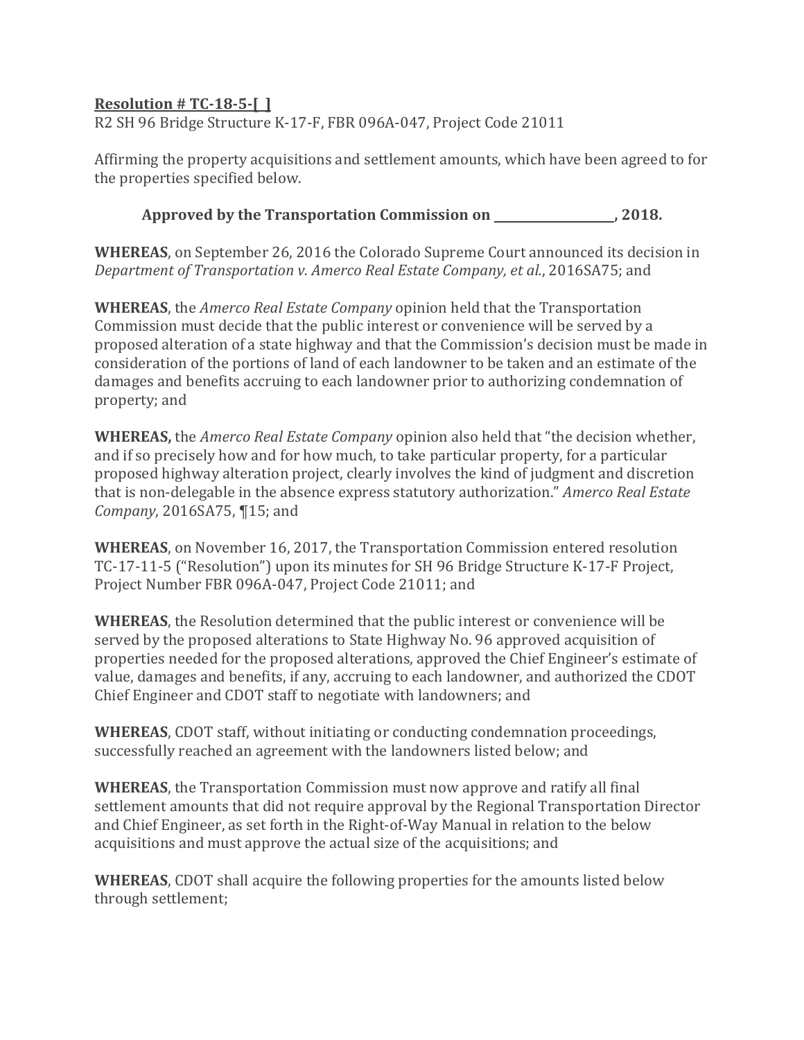**Resolution # TC-18-5-[ ]**

R2 SH 96 Bridge Structure K-17-F, FBR 096A-047, Project Code 21011

Affirming the property acquisitions and settlement amounts, which have been agreed to for the properties specified below.

**Approved by the Transportation Commission on ___________________, 2018.**

**WHEREAS**, on September 26, 2016 the Colorado Supreme Court announced its decision in *Department of Transportation v. Amerco Real Estate Company, et al.*, 2016SA75; and

**WHEREAS**, the *Amerco Real Estate Company* opinion held that the Transportation Commission must decide that the public interest or convenience will be served by a proposed alteration of a state highway and that the Commission's decision must be made in consideration of the portions of land of each landowner to be taken and an estimate of the damages and benefits accruing to each landowner prior to authorizing condemnation of property; and

**WHEREAS,** the *Amerco Real Estate Company* opinion also held that "the decision whether, and if so precisely how and for how much, to take particular property, for a particular proposed highway alteration project, clearly involves the kind of judgment and discretion that is non-delegable in the absence express statutory authorization." *Amerco Real Estate Company*, 2016SA75, ¶15; and

**WHEREAS**, on November 16, 2017, the Transportation Commission entered resolution TC-17-11-5 ("Resolution") upon its minutes for SH 96 Bridge Structure K-17-F Project, Project Number FBR 096A-047, Project Code 21011; and

**WHEREAS**, the Resolution determined that the public interest or convenience will be served by the proposed alterations to State Highway No. 96 approved acquisition of properties needed for the proposed alterations, approved the Chief Engineer's estimate of value, damages and benefits, if any, accruing to each landowner, and authorized the CDOT Chief Engineer and CDOT staff to negotiate with landowners; and

**WHEREAS**, CDOT staff, without initiating or conducting condemnation proceedings, successfully reached an agreement with the landowners listed below; and

**WHEREAS**, the Transportation Commission must now approve and ratify all final settlement amounts that did not require approval by the Regional Transportation Director and Chief Engineer, as set forth in the Right-of-Way Manual in relation to the below acquisitions and must approve the actual size of the acquisitions; and

**WHEREAS**, CDOT shall acquire the following properties for the amounts listed below through settlement;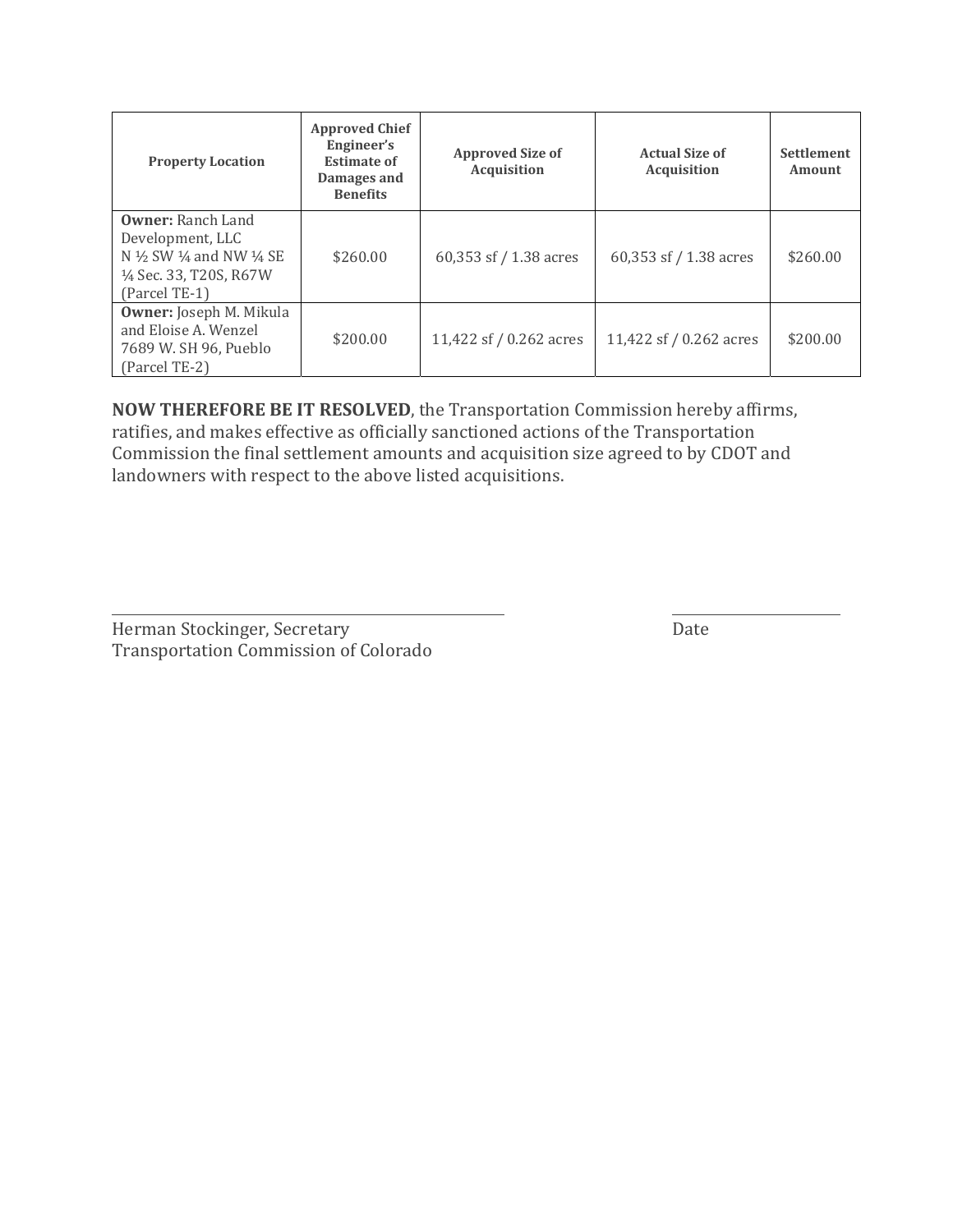| Property Location | Approved Chief Engineer's Estimate of Damages and Benefits | Approved Size of Acquisition | Actual Size of Acquisition | Settlement Amount |
|---|---|---|---|---|
| **Owner:** Ranch Land Development, LLC N ½ SW ¼ and NW ¼ SE ¼ Sec. 33, T20S, R67W (Parcel TE-1) | $260.00 | 60,353 sf / 1.38 acres | 60,353 sf / 1.38 acres | $260.00 |
| **Owner:** Joseph M. Mikula and Eloise A. Wenzel 7689 W. SH 96, Pueblo (Parcel TE-2) | $200.00 | 11,422 sf / 0.262 acres | 11,422 sf / 0.262 acres | $200.00 |

**NOW THEREFORE BE IT RESOLVED**, the Transportation Commission hereby affirms, ratifies, and makes effective as officially sanctioned actions of the Transportation Commission the final settlement amounts and acquisition size agreed to by CDOT and landowners with respect to the above listed acquisitions.

_______________________________________ ____________________

Herman Stockinger, Secretary Date

Transportation Commission of Colorado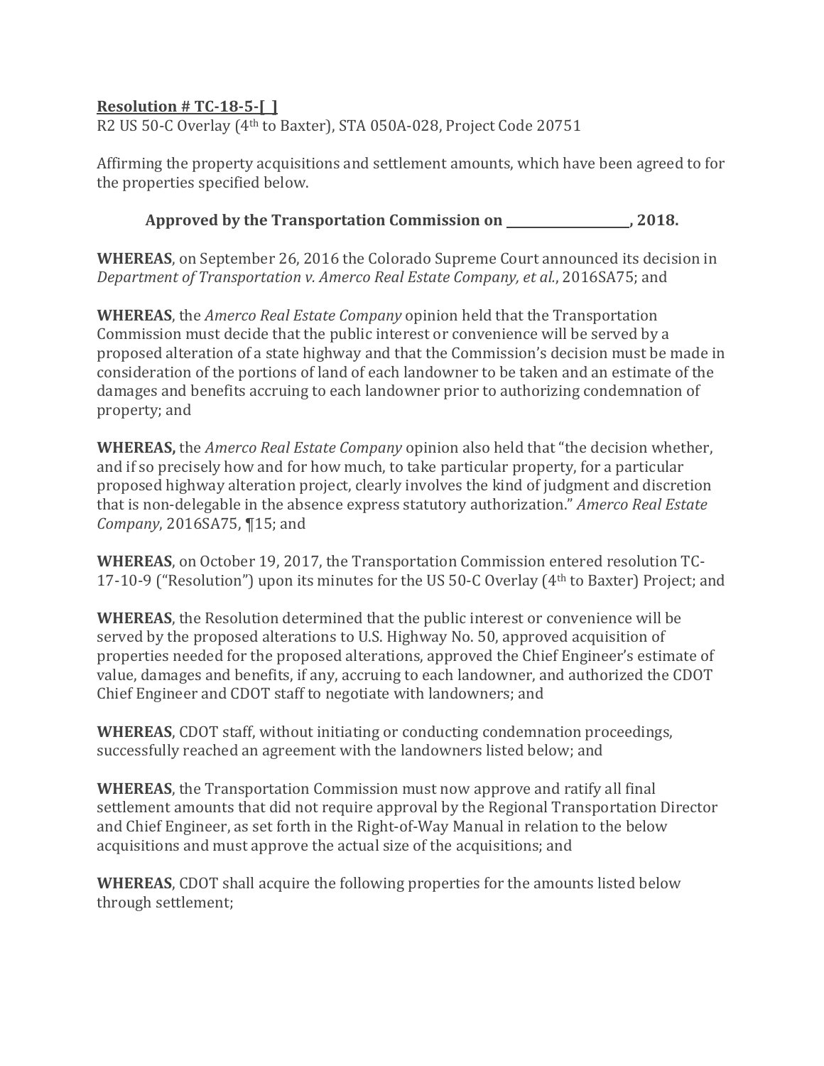**Resolution # TC-18-5-[ ]**

R2 US 50-C Overlay (4th to Baxter), STA 050A-028, Project Code 20751

Affirming the property acquisitions and settlement amounts, which have been agreed to for the properties specified below.

**Approved by the Transportation Commission on \_\_\_\_\_\_\_\_\_\_\_\_\_\_\_\_\_\_\_\_, 2018.**

**WHEREAS**, on September 26, 2016 the Colorado Supreme Court announced its decision in *Department of Transportation v. Amerco Real Estate Company, et al.*, 2016SA75; and

**WHEREAS**, the *Amerco Real Estate Company* opinion held that the Transportation Commission must decide that the public interest or convenience will be served by a proposed alteration of a state highway and that the Commission's decision must be made in consideration of the portions of land of each landowner to be taken and an estimate of the damages and benefits accruing to each landowner prior to authorizing condemnation of property; and

**WHEREAS,** the *Amerco Real Estate Company* opinion also held that "the decision whether, and if so precisely how and for how much, to take particular property, for a particular proposed highway alteration project, clearly involves the kind of judgment and discretion that is non-delegable in the absence express statutory authorization." *Amerco Real Estate Company*, 2016SA75, ¶15; and

**WHEREAS**, on October 19, 2017, the Transportation Commission entered resolution TC-17-10-9 ("Resolution") upon its minutes for the US 50-C Overlay (4th to Baxter) Project; and

**WHEREAS**, the Resolution determined that the public interest or convenience will be served by the proposed alterations to U.S. Highway No. 50, approved acquisition of properties needed for the proposed alterations, approved the Chief Engineer's estimate of value, damages and benefits, if any, accruing to each landowner, and authorized the CDOT Chief Engineer and CDOT staff to negotiate with landowners; and

**WHEREAS**, CDOT staff, without initiating or conducting condemnation proceedings, successfully reached an agreement with the landowners listed below; and

**WHEREAS**, the Transportation Commission must now approve and ratify all final settlement amounts that did not require approval by the Regional Transportation Director and Chief Engineer, as set forth in the Right-of-Way Manual in relation to the below acquisitions and must approve the actual size of the acquisitions; and

**WHEREAS**, CDOT shall acquire the following properties for the amounts listed below through settlement;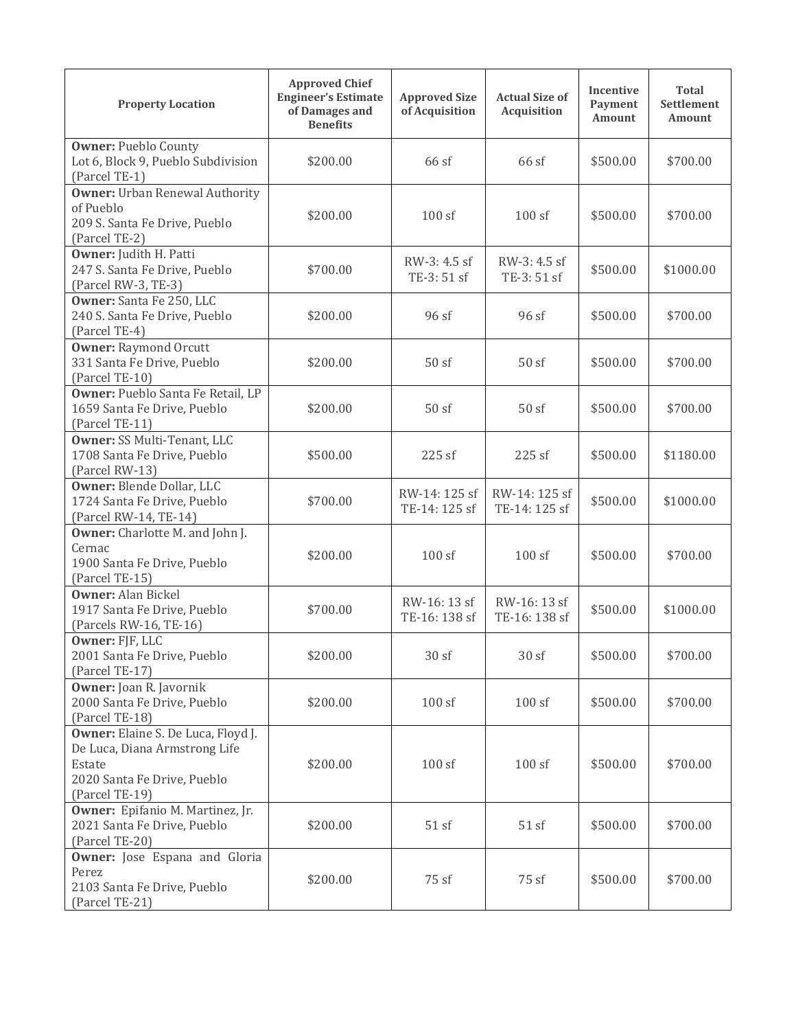| Property Location | Approved Chief Engineer's Estimate of Damages and Benefits | Approved Size of Acquisition | Actual Size of Acquisition | Incentive Payment Amount | Total Settlement Amount |
|---|---|---|---|---|---|
| **Owner:** Pueblo County<br>Lot 6, Block 9, Pueblo Subdivision<br>(Parcel TE-1) | $200.00 | 66 sf | 66 sf | $500.00 | $700.00 |
| **Owner:** Urban Renewal Authority of Pueblo<br>209 S. Santa Fe Drive, Pueblo<br>(Parcel TE-2) | $200.00 | 100 sf | 100 sf | $500.00 | $700.00 |
| **Owner:** Judith H. Patti<br>247 S. Santa Fe Drive, Pueblo<br>(Parcel RW-3, TE-3) | $700.00 | RW-3: 4.5 sf<br>TE-3: 51 sf | RW-3: 4.5 sf<br>TE-3: 51 sf | $500.00 | $1000.00 |
| **Owner:** Santa Fe 250, LLC<br>240 S. Santa Fe Drive, Pueblo<br>(Parcel TE-4) | $200.00 | 96 sf | 96 sf | $500.00 | $700.00 |
| **Owner:** Raymond Orcutt<br>331 Santa Fe Drive, Pueblo<br>(Parcel TE-10) | $200.00 | 50 sf | 50 sf | $500.00 | $700.00 |
| **Owner:** Pueblo Santa Fe Retail, LP<br>1659 Santa Fe Drive, Pueblo<br>(Parcel TE-11) | $200.00 | 50 sf | 50 sf | $500.00 | $700.00 |
| **Owner:** SS Multi-Tenant, LLC<br>1708 Santa Fe Drive, Pueblo<br>(Parcel RW-13) | $500.00 | 225 sf | 225 sf | $500.00 | $1180.00 |
| **Owner:** Blende Dollar, LLC<br>1724 Santa Fe Drive, Pueblo<br>(Parcel RW-14, TE-14) | $700.00 | RW-14: 125 sf<br>TE-14: 125 sf | RW-14: 125 sf<br>TE-14: 125 sf | $500.00 | $1000.00 |
| **Owner:** Charlotte M. and John J. Cernac<br>1900 Santa Fe Drive, Pueblo<br>(Parcel TE-15) | $200.00 | 100 sf | 100 sf | $500.00 | $700.00 |
| **Owner:** Alan Bickel<br>1917 Santa Fe Drive, Pueblo<br>(Parcels RW-16, TE-16) | $700.00 | RW-16: 13 sf<br>TE-16: 138 sf | RW-16: 13 sf<br>TE-16: 138 sf | $500.00 | $1000.00 |
| **Owner:** FJF, LLC<br>2001 Santa Fe Drive, Pueblo<br>(Parcel TE-17) | $200.00 | 30 sf | 30 sf | $500.00 | $700.00 |
| **Owner:** Joan R. Javornik<br>2000 Santa Fe Drive, Pueblo<br>(Parcel TE-18) | $200.00 | 100 sf | 100 sf | $500.00 | $700.00 |
| **Owner:** Elaine S. De Luca, Floyd J. De Luca, Diana Armstrong Life Estate<br>2020 Santa Fe Drive, Pueblo<br>(Parcel TE-19) | $200.00 | 100 sf | 100 sf | $500.00 | $700.00 |
| **Owner:** Epifanio M. Martinez, Jr.<br>2021 Santa Fe Drive, Pueblo<br>(Parcel TE-20) | $200.00 | 51 sf | 51 sf | $500.00 | $700.00 |
| **Owner:** Jose Espana and Gloria Perez<br>2103 Santa Fe Drive, Pueblo<br>(Parcel TE-21) | $200.00 | 75 sf | 75 sf | $500.00 | $700.00 |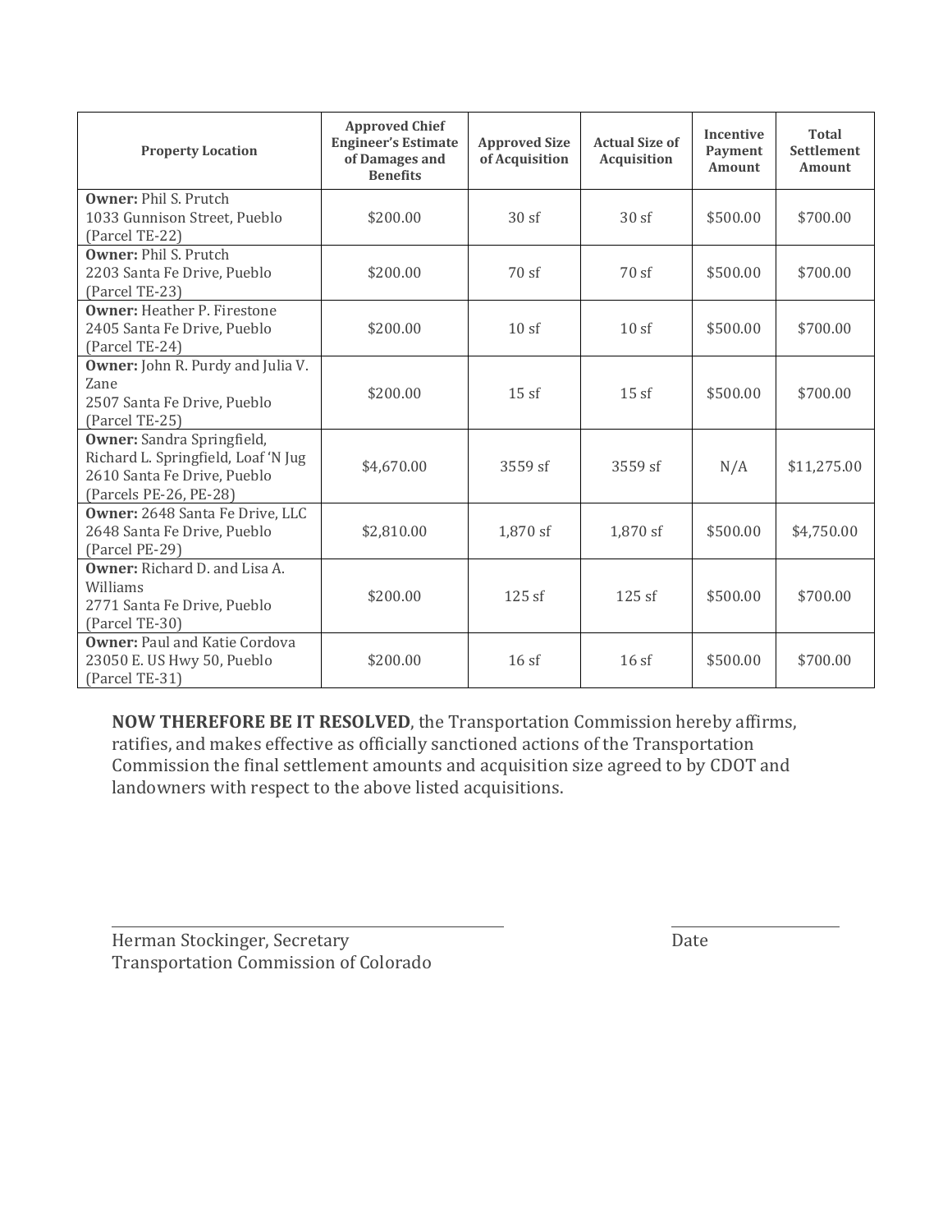| Property Location | Approved Chief Engineer's Estimate of Damages and Benefits | Approved Size of Acquisition | Actual Size of Acquisition | Incentive Payment Amount | Total Settlement Amount |
|---|---|---|---|---|---|
| **Owner:** Phil S. Prutch<br>1033 Gunnison Street, Pueblo<br>(Parcel TE-22) | $200.00 | 30 sf | 30 sf | $500.00 | $700.00 |
| **Owner:** Phil S. Prutch<br>2203 Santa Fe Drive, Pueblo<br>(Parcel TE-23) | $200.00 | 70 sf | 70 sf | $500.00 | $700.00 |
| **Owner:** Heather P. Firestone<br>2405 Santa Fe Drive, Pueblo<br>(Parcel TE-24) | $200.00 | 10 sf | 10 sf | $500.00 | $700.00 |
| **Owner:** John R. Purdy and Julia V. Zane<br>2507 Santa Fe Drive, Pueblo<br>(Parcel TE-25) | $200.00 | 15 sf | 15 sf | $500.00 | $700.00 |
| **Owner:** Sandra Springfield, Richard L. Springfield, Loaf 'N Jug<br>2610 Santa Fe Drive, Pueblo<br>(Parcels PE-26, PE-28) | $4,670.00 | 3559 sf | 3559 sf | N/A | $11,275.00 |
| **Owner:** 2648 Santa Fe Drive, LLC<br>2648 Santa Fe Drive, Pueblo<br>(Parcel PE-29) | $2,810.00 | 1,870 sf | 1,870 sf | $500.00 | $4,750.00 |
| **Owner:** Richard D. and Lisa A. Williams<br>2771 Santa Fe Drive, Pueblo<br>(Parcel TE-30) | $200.00 | 125 sf | 125 sf | $500.00 | $700.00 |
| **Owner:** Paul and Katie Cordova<br>23050 E. US Hwy 50, Pueblo<br>(Parcel TE-31) | $200.00 | 16 sf | 16 sf | $500.00 | $700.00 |

**NOW THEREFORE BE IT RESOLVED**, the Transportation Commission hereby affirms, ratifies, and makes effective as officially sanctioned actions of the Transportation Commission the final settlement amounts and acquisition size agreed to by CDOT and landowners with respect to the above listed acquisitions.

_______________________________ _______________

Herman Stockinger, Secretary Date
Transportation Commission of Colorado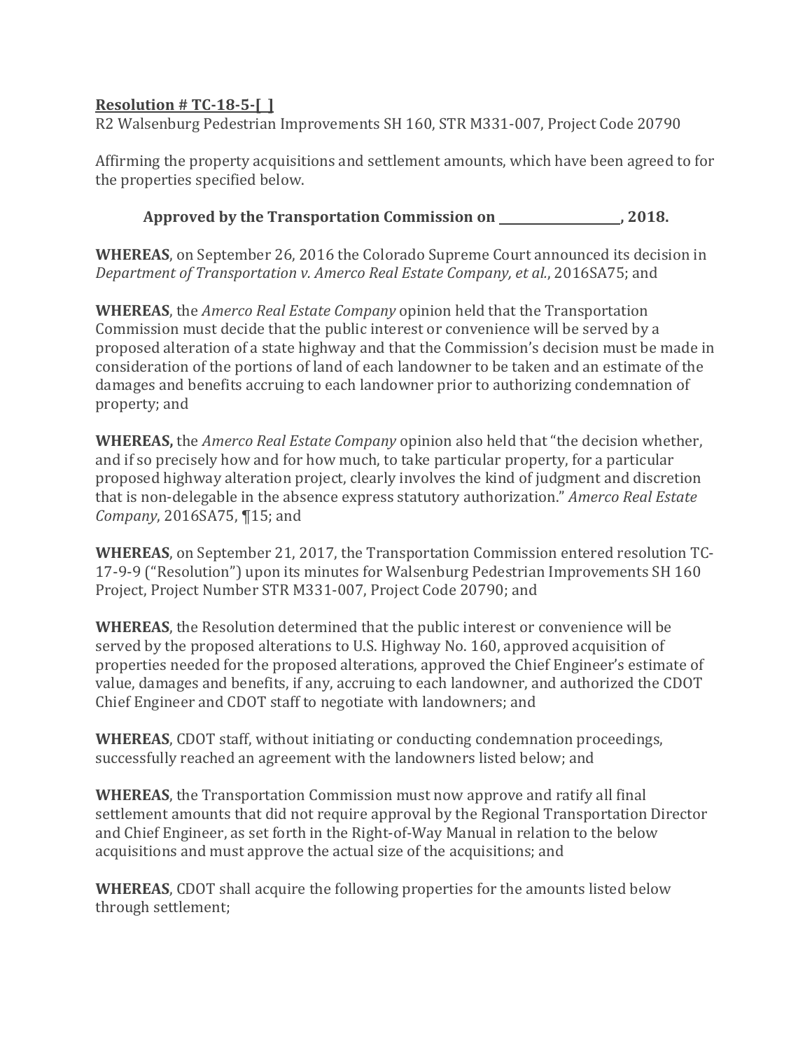**Resolution # TC-18-5-[ ]**

R2 Walsenburg Pedestrian Improvements SH 160, STR M331-007, Project Code 20790

Affirming the property acquisitions and settlement amounts, which have been agreed to for the properties specified below.

**Approved by the Transportation Commission on \_\_\_\_\_\_\_\_\_\_\_\_\_\_\_\_\_\_\_\_, 2018.**

**WHEREAS**, on September 26, 2016 the Colorado Supreme Court announced its decision in *Department of Transportation v. Amerco Real Estate Company, et al.*, 2016SA75; and

**WHEREAS**, the *Amerco Real Estate Company* opinion held that the Transportation Commission must decide that the public interest or convenience will be served by a proposed alteration of a state highway and that the Commission's decision must be made in consideration of the portions of land of each landowner to be taken and an estimate of the damages and benefits accruing to each landowner prior to authorizing condemnation of property; and

**WHEREAS,** the *Amerco Real Estate Company* opinion also held that "the decision whether, and if so precisely how and for how much, to take particular property, for a particular proposed highway alteration project, clearly involves the kind of judgment and discretion that is non-delegable in the absence express statutory authorization." *Amerco Real Estate Company*, 2016SA75, ¶15; and

**WHEREAS**, on September 21, 2017, the Transportation Commission entered resolution TC-17-9-9 ("Resolution") upon its minutes for Walsenburg Pedestrian Improvements SH 160 Project, Project Number STR M331-007, Project Code 20790; and

**WHEREAS**, the Resolution determined that the public interest or convenience will be served by the proposed alterations to U.S. Highway No. 160, approved acquisition of properties needed for the proposed alterations, approved the Chief Engineer's estimate of value, damages and benefits, if any, accruing to each landowner, and authorized the CDOT Chief Engineer and CDOT staff to negotiate with landowners; and

**WHEREAS**, CDOT staff, without initiating or conducting condemnation proceedings, successfully reached an agreement with the landowners listed below; and

**WHEREAS**, the Transportation Commission must now approve and ratify all final settlement amounts that did not require approval by the Regional Transportation Director and Chief Engineer, as set forth in the Right-of-Way Manual in relation to the below acquisitions and must approve the actual size of the acquisitions; and

**WHEREAS**, CDOT shall acquire the following properties for the amounts listed below through settlement;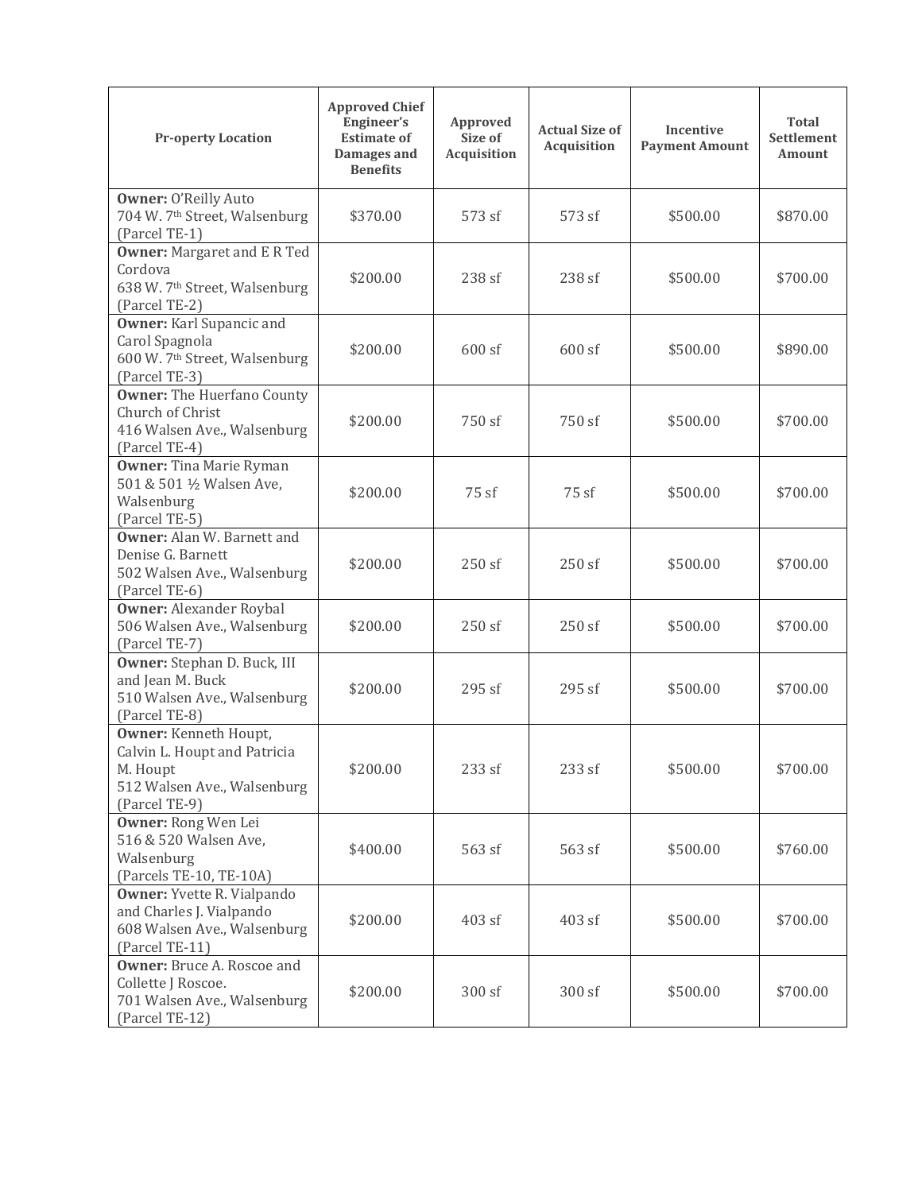| Pr-operty Location | Approved Chief Engineer's Estimate of Damages and Benefits | Approved Size of Acquisition | Actual Size of Acquisition | Incentive Payment Amount | Total Settlement Amount |
|---|---|---|---|---|---|
| **Owner:** O'Reilly Auto 704 W. 7th Street, Walsenburg (Parcel TE-1) | $370.00 | 573 sf | 573 sf | $500.00 | $870.00 |
| **Owner:** Margaret and E R Ted Cordova 638 W. 7th Street, Walsenburg (Parcel TE-2) | $200.00 | 238 sf | 238 sf | $500.00 | $700.00 |
| **Owner:** Karl Supancic and Carol Spagnola 600 W. 7th Street, Walsenburg (Parcel TE-3) | $200.00 | 600 sf | 600 sf | $500.00 | $890.00 |
| **Owner:** The Huerfano County Church of Christ 416 Walsen Ave., Walsenburg (Parcel TE-4) | $200.00 | 750 sf | 750 sf | $500.00 | $700.00 |
| **Owner:** Tina Marie Ryman 501 & 501 ½ Walsen Ave, Walsenburg (Parcel TE-5) | $200.00 | 75 sf | 75 sf | $500.00 | $700.00 |
| **Owner:** Alan W. Barnett and Denise G. Barnett 502 Walsen Ave., Walsenburg (Parcel TE-6) | $200.00 | 250 sf | 250 sf | $500.00 | $700.00 |
| **Owner:** Alexander Roybal 506 Walsen Ave., Walsenburg (Parcel TE-7) | $200.00 | 250 sf | 250 sf | $500.00 | $700.00 |
| **Owner:** Stephan D. Buck, III and Jean M. Buck 510 Walsen Ave., Walsenburg (Parcel TE-8) | $200.00 | 295 sf | 295 sf | $500.00 | $700.00 |
| **Owner:** Kenneth Houpt, Calvin L. Houpt and Patricia M. Houpt 512 Walsen Ave., Walsenburg (Parcel TE-9) | $200.00 | 233 sf | 233 sf | $500.00 | $700.00 |
| **Owner:** Rong Wen Lei 516 & 520 Walsen Ave, Walsenburg (Parcels TE-10, TE-10A) | $400.00 | 563 sf | 563 sf | $500.00 | $760.00 |
| **Owner:** Yvette R. Vialpando and Charles J. Vialpando 608 Walsen Ave., Walsenburg (Parcel TE-11) | $200.00 | 403 sf | 403 sf | $500.00 | $700.00 |
| **Owner:** Bruce A. Roscoe and Collette J Roscoe. 701 Walsen Ave., Walsenburg (Parcel TE-12) | $200.00 | 300 sf | 300 sf | $500.00 | $700.00 |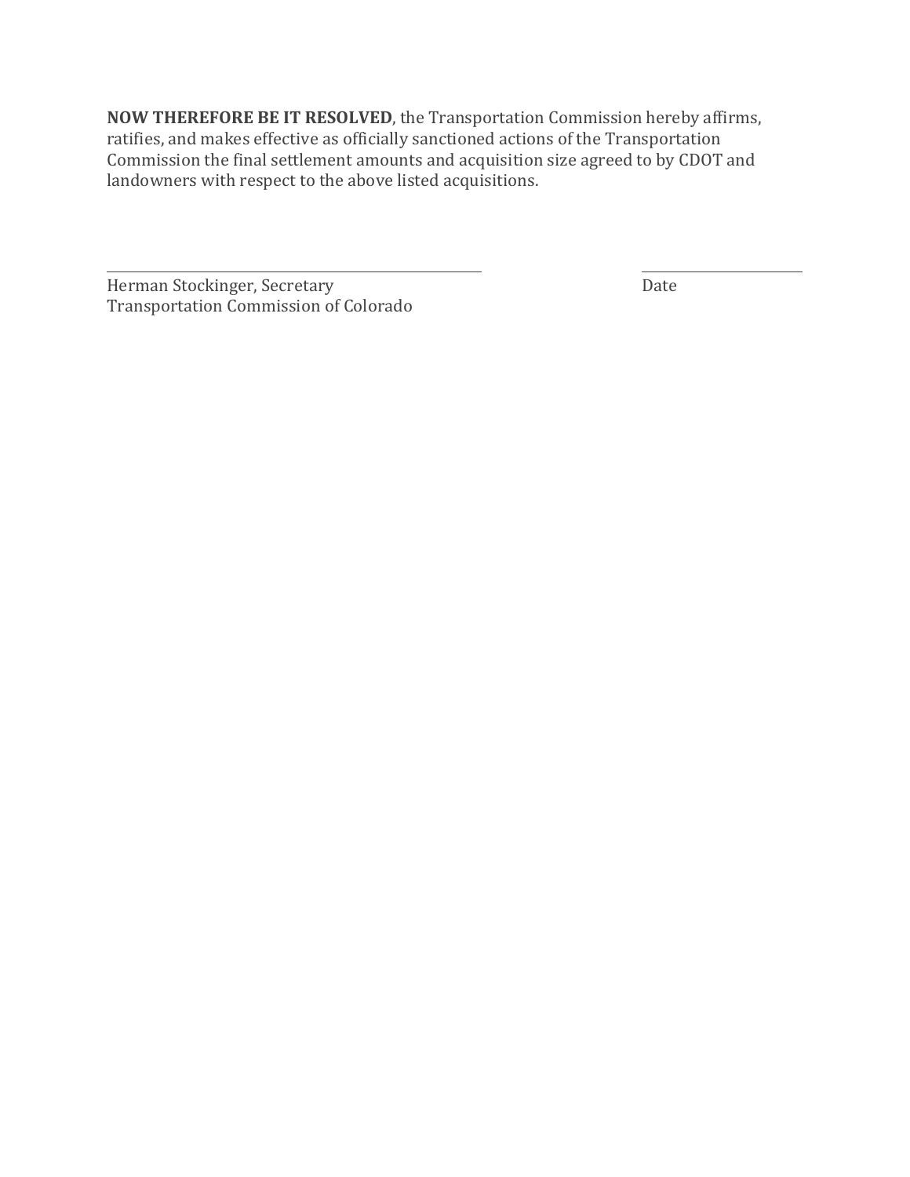**NOW THEREFORE BE IT RESOLVED**, the Transportation Commission hereby affirms, ratifies, and makes effective as officially sanctioned actions of the Transportation Commission the final settlement amounts and acquisition size agreed to by CDOT and landowners with respect to the above listed acquisitions.

\_\_\_\_\_\_\_\_\_\_\_\_\_\_\_\_\_\_\_\_\_\_\_\_\_\_\_\_\_\_\_\_\_\_\_\_\_\_\_\_\_\_\_\_ \_\_\_\_\_\_\_\_\_\_\_\_\_\_\_\_\_\_\_\_

Herman Stockinger, Secretary
Transportation Commission of Colorado

Date